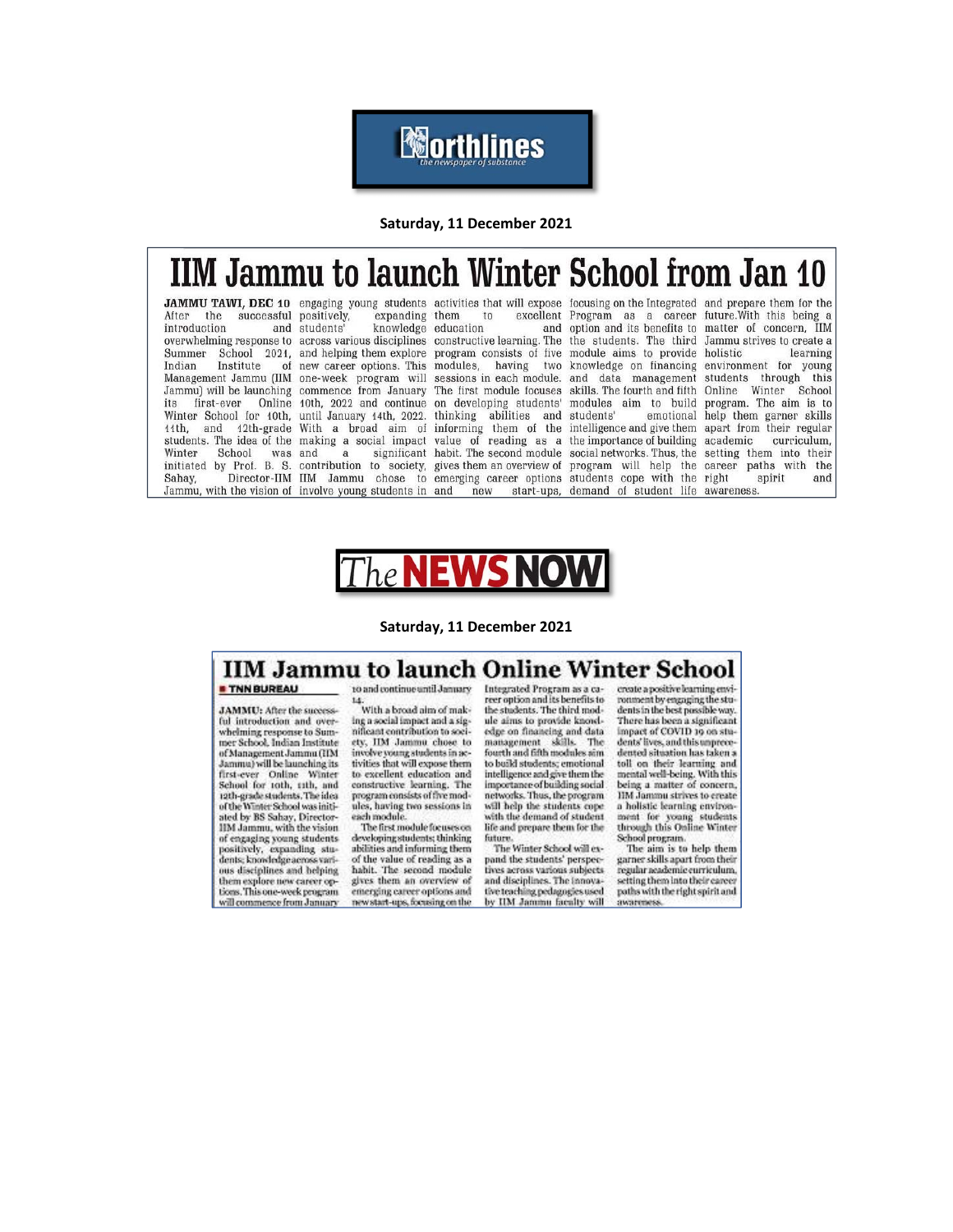**Northlines**
*the newspaper of substance*

**Saturday, 11 December 2021**

# IIM Jammu to launch Winter School from Jan 10

**JAMMU TAWI, DEC 10** After the successful introduction and overwhelming response to Summer School 2021, Indian Institute of Management Jammu (IIM Jammu) will be launching its first-ever Online Winter School for 10th, 11th, and 12th-grade students. The idea of the Winter School was initiated by Prof. B. S. Sahay, Director-IIM Jammu, with the vision of engaging young students positively, expanding students' knowledge across various disciplines and helping them explore new career options. This one-week program will commence from January 10th, 2022 and continue until January 14th, 2022. With a broad aim of making a social impact and a significant contribution to society, IIM Jammu chose to involve young students in activities that will expose them to excellent education and constructive learning. The program consists of five modules, having two sessions in each module. The first module focuses on developing students' thinking abilities and informing them of the value of reading as a habit. The second module gives them an overview of emerging career options and new start-ups, focusing on the Integrated Program as a career option and its benefits to the students. The third module aims to provide knowledge on financing and data management skills. The fourth and fifth modules aim to build students' emotional intelligence and give them the importance of building social networks. Thus, the program will help the students cope with the demand of student life and prepare them for the future.With this being a matter of concern, IIM Jammu strives to create a holistic learning environment for young students through this Online Winter School program. The aim is to help them garner skills apart from their regular academic curriculum, setting them into their career paths with the right spirit and awareness.

**The NEWS NOW**

**Saturday, 11 December 2021**

# IIM Jammu to launch Online Winter School

**TNN BUREAU**

**JAMMU:** After the successful introduction and overwhelming response to Summer School, Indian Institute of Management Jammu (IIM Jammu) will be launching its first-ever Online Winter School for 10th, 11th, and 12th-grade students. The idea of the Winter School was initiated by BS Sahay, Director-IIM Jammu, with the vision of engaging young students positively, expanding students; knowledge across various disciplines and helping them explore new career options. This one-week program will commence from January 10 and continue until January 14.

With a broad aim of making a social impact and a significant contribution to society, IIM Jammu chose to involve young students in activities that will expose them to excellent education and constructive learning. The program consists of five modules, having two sessions in each module.

The first module focuses on developing students; thinking abilities and informing them of the value of reading as a habit. The second module gives them an overview of emerging career options and new start-ups, focusing on the Integrated Program as a career option and its benefits to the students. The third module aims to provide knowledge on financing and data management skills. The fourth and fifth modules aim to build students; emotional intelligence and give them the importance of building social networks. Thus, the program will help the students cope with the demand of student life and prepare them for the future.

The Winter School will expand the students' perspectives across various subjects and disciplines. The innovative teaching pedagogies used by IIM Jammu faculty will create a positive learning environment by engaging the students in the best possible way. There has been a significant impact of COVID 19 on students' lives, and this unprecedented situation has taken a toll on their learning and mental well-being. With this being a matter of concern, IIM Jammu strives to create a holistic learning environment for young students through this Online Winter School program.

The aim is to help them garner skills apart from their regular academic curriculum, setting them into their career paths with the right spirit and awareness.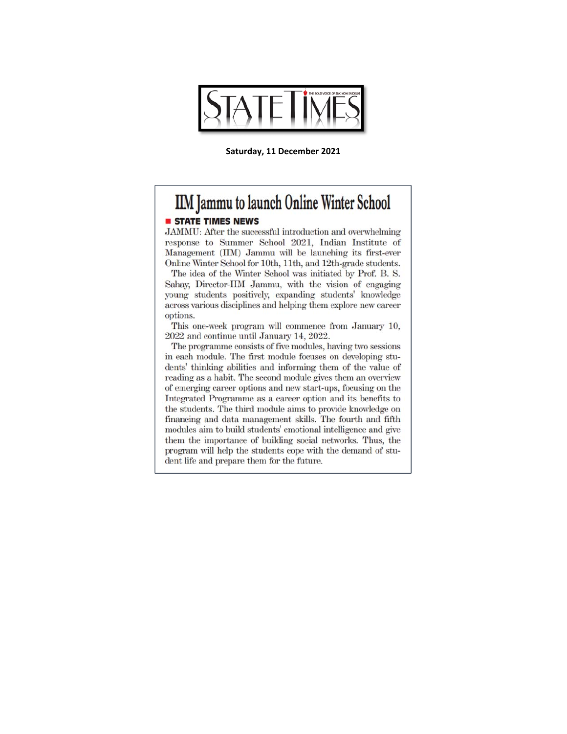# STATE TIMES

**Saturday, 11 December 2021**

## IIM Jammu to launch Online Winter School

**STATE TIMES NEWS**

JAMMU: After the successful introduction and overwhelming response to Summer School 2021, Indian Institute of Management (IIM) Jammu will be launching its first-ever Online Winter School for 10th, 11th, and 12th-grade students.

The idea of the Winter School was initiated by Prof. B. S. Sahay, Director-IIM Jammu, with the vision of engaging young students positively, expanding students' knowledge across various disciplines and helping them explore new career options.

This one-week program will commence from January 10, 2022 and continue until January 14, 2022.

The programme consists of five modules, having two sessions in each module. The first module focuses on developing students' thinking abilities and informing them of the value of reading as a habit. The second module gives them an overview of emerging career options and new start-ups, focusing on the Integrated Programme as a career option and its benefits to the students. The third module aims to provide knowledge on financing and data management skills. The fourth and fifth modules aim to build students' emotional intelligence and give them the importance of building social networks. Thus, the program will help the students cope with the demand of student life and prepare them for the future.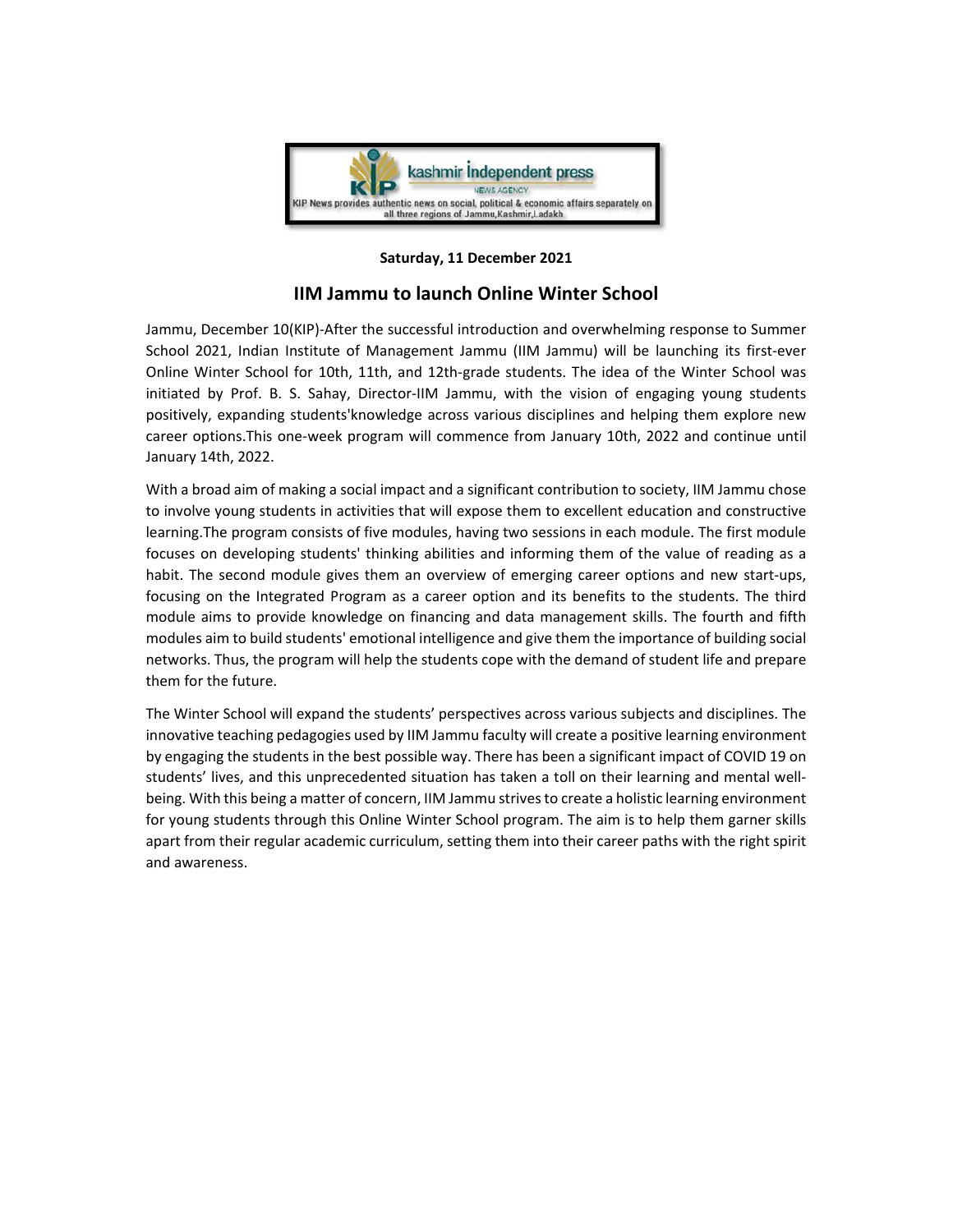kashmir Independent press

NEWS AGENCY

KIP News provides authentic news on social, political & economic affairs separately on all three regions of Jammu,Kashmir,Ladakh

**Saturday, 11 December 2021**

## IIM Jammu to launch Online Winter School

Jammu, December 10(KIP)-After the successful introduction and overwhelming response to Summer School 2021, Indian Institute of Management Jammu (IIM Jammu) will be launching its first-ever Online Winter School for 10th, 11th, and 12th-grade students. The idea of the Winter School was initiated by Prof. B. S. Sahay, Director-IIM Jammu, with the vision of engaging young students positively, expanding students'knowledge across various disciplines and helping them explore new career options.This one-week program will commence from January 10th, 2022 and continue until January 14th, 2022.

With a broad aim of making a social impact and a significant contribution to society, IIM Jammu chose to involve young students in activities that will expose them to excellent education and constructive learning.The program consists of five modules, having two sessions in each module. The first module focuses on developing students' thinking abilities and informing them of the value of reading as a habit. The second module gives them an overview of emerging career options and new start-ups, focusing on the Integrated Program as a career option and its benefits to the students. The third module aims to provide knowledge on financing and data management skills. The fourth and fifth modules aim to build students' emotional intelligence and give them the importance of building social networks. Thus, the program will help the students cope with the demand of student life and prepare them for the future.

The Winter School will expand the students' perspectives across various subjects and disciplines. The innovative teaching pedagogies used by IIM Jammu faculty will create a positive learning environment by engaging the students in the best possible way. There has been a significant impact of COVID 19 on students' lives, and this unprecedented situation has taken a toll on their learning and mental well-being. With this being a matter of concern, IIM Jammu strives to create a holistic learning environment for young students through this Online Winter School program. The aim is to help them garner skills apart from their regular academic curriculum, setting them into their career paths with the right spirit and awareness.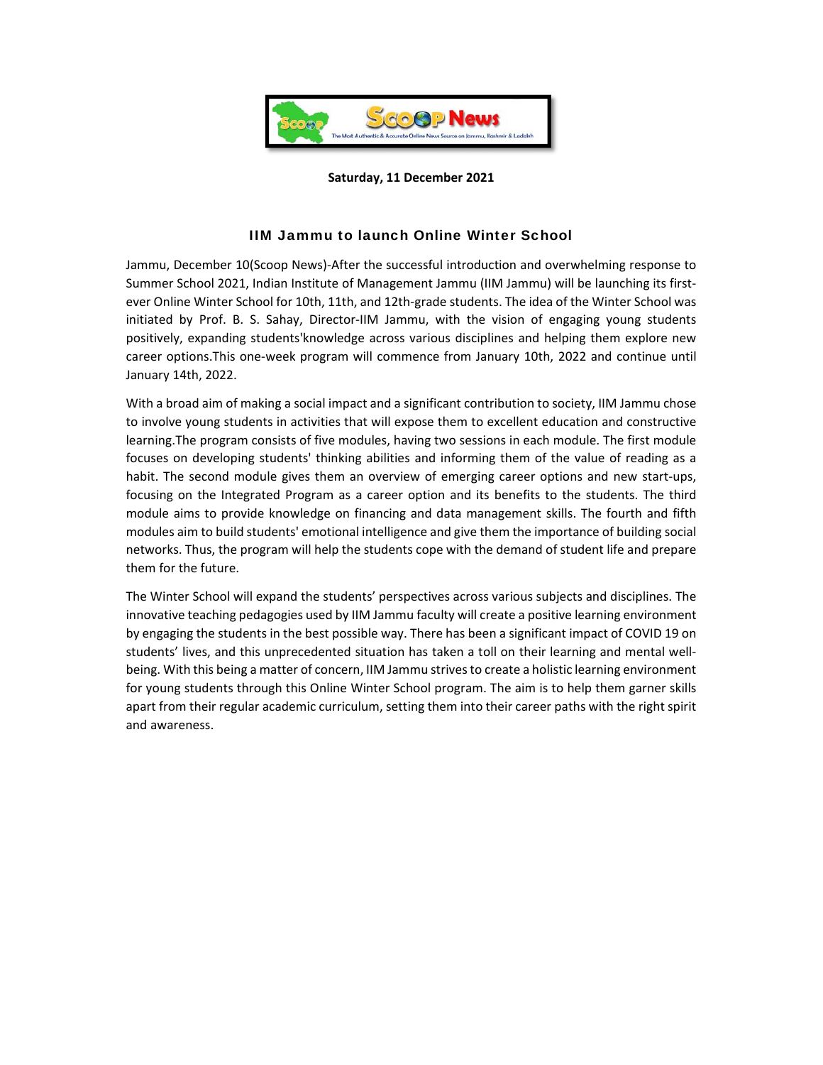**Saturday, 11 December 2021**

# IIM Jammu to launch Online Winter School

Jammu, December 10(Scoop News)-After the successful introduction and overwhelming response to Summer School 2021, Indian Institute of Management Jammu (IIM Jammu) will be launching its first-ever Online Winter School for 10th, 11th, and 12th-grade students. The idea of the Winter School was initiated by Prof. B. S. Sahay, Director-IIM Jammu, with the vision of engaging young students positively, expanding students'knowledge across various disciplines and helping them explore new career options.This one-week program will commence from January 10th, 2022 and continue until January 14th, 2022.

With a broad aim of making a social impact and a significant contribution to society, IIM Jammu chose to involve young students in activities that will expose them to excellent education and constructive learning.The program consists of five modules, having two sessions in each module. The first module focuses on developing students' thinking abilities and informing them of the value of reading as a habit. The second module gives them an overview of emerging career options and new start-ups, focusing on the Integrated Program as a career option and its benefits to the students. The third module aims to provide knowledge on financing and data management skills. The fourth and fifth modules aim to build students' emotional intelligence and give them the importance of building social networks. Thus, the program will help the students cope with the demand of student life and prepare them for the future.

The Winter School will expand the students' perspectives across various subjects and disciplines. The innovative teaching pedagogies used by IIM Jammu faculty will create a positive learning environment by engaging the students in the best possible way. There has been a significant impact of COVID 19 on students' lives, and this unprecedented situation has taken a toll on their learning and mental well-being. With this being a matter of concern, IIM Jammu strives to create a holistic learning environment for young students through this Online Winter School program. The aim is to help them garner skills apart from their regular academic curriculum, setting them into their career paths with the right spirit and awareness.